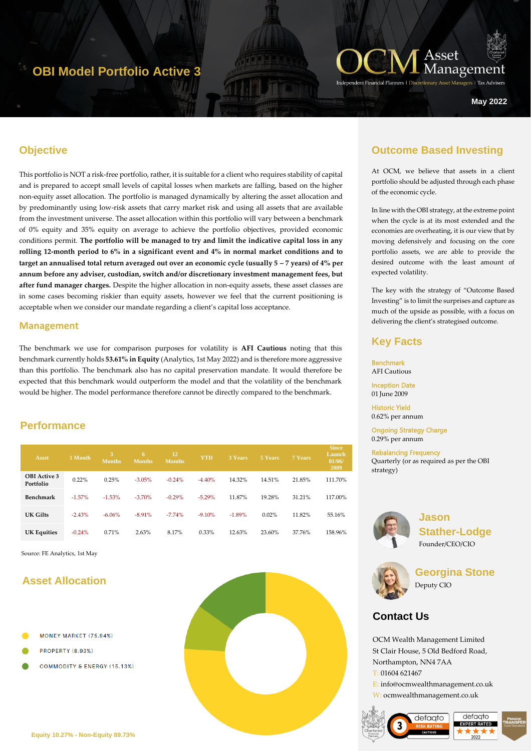# OBI Model Portfolio Active 3

OCM Asset Management

Independent Financial Planners | Discretionary Asset Managers | Tax Advisers

May 2022

## Objective

This portfolio is NOT a risk-free portfolio, rather, it is suitable for a client who requires stability of capital and is prepared to accept small levels of capital losses when markets are falling, based on the higher non-equity asset allocation. The portfolio is managed dynamically by altering the asset allocation and by predominantly using low-risk assets that carry market risk and using all assets that are available from the investment universe. The asset allocation within this portfolio will vary between a benchmark of 0% equity and 35% equity on average to achieve the portfolio objectives, provided economic conditions permit. **The portfolio will be managed to try and limit the indicative capital loss in any rolling 12-month period to 6% in a significant event and 4% in normal market conditions and to target an annualised total return averaged out over an economic cycle (usually 5 – 7 years) of 4% per annum before any adviser, custodian, switch and/or discretionary investment management fees, but after fund manager charges.** Despite the higher allocation in non-equity assets, these asset classes are in some cases becoming riskier than equity assets, however we feel that the current positioning is acceptable when we consider our mandate regarding a client's capital loss acceptance.

## Management

The benchmark we use for comparison purposes for volatility is **AFI Cautious** noting that this benchmark currently holds **53.61% in Equity** (Analytics, 1st May 2022) and is therefore more aggressive than this portfolio. The benchmark also has no capital preservation mandate. It would therefore be expected that this benchmark would outperform the model and that the volatility of the benchmark would be higher. The model performance therefore cannot be directly compared to the benchmark.

## Performance

| Asset | 1 Month | 3 Months | 6 Months | 12 Months | YTD | 3 Years | 5 Years | 7 Years | Since Launch 01/06/2009 |
|---|---|---|---|---|---|---|---|---|---|
| OBI Active 3 Portfolio | 0.22% | 0.25% | -3.05% | -0.24% | -4.40% | 14.32% | 14.51% | 21.85% | 111.70% |
| Benchmark | -1.57% | -1.53% | -3.70% | -0.29% | -5.29% | 11.87% | 19.28% | 31.21% | 117.00% |
| UK Gilts | -2.43% | -6.06% | -8.91% | -7.74% | -9.10% | -1.89% | 0.02% | 11.82% | 55.16% |
| UK Equities | -0.24% | 0.71% | 2.63% | 8.17% | 0.33% | 12.63% | 23.60% | 37.76% | 158.96% |

Source: FE Analytics, 1st May

## Asset Allocation

- MONEY MARKET (75.94%)
- PROPERTY (8.93%)
- COMMODITY & ENERGY (15.13%)

Equity 10.27% - Non-Equity 89.73%

## Outcome Based Investing

At OCM, we believe that assets in a client portfolio should be adjusted through each phase of the economic cycle.

In line with the OBI strategy, at the extreme point when the cycle is at its most extended and the economies are overheating, it is our view that by moving defensively and focusing on the core portfolio assets, we are able to provide the desired outcome with the least amount of expected volatility.

The key with the strategy of "Outcome Based Investing" is to limit the surprises and capture as much of the upside as possible, with a focus on delivering the client's strategised outcome.

## Key Facts

**Benchmark**
AFI Cautious

**Inception Date**
01 June 2009

**Historic Yield**
0.62% per annum

**Ongoing Strategy Charge**
0.29% per annum

**Rebalancing Frequency**
Quarterly (or as required as per the OBI strategy)

**Jason Stather-Lodge**
Founder/CEO/CIO

**Georgina Stone**
Deputy CIO

## Contact Us

OCM Wealth Management Limited
St Clair House, 5 Old Bedford Road,
Northampton, NN4 7AA
T: 01604 621467
E: info@ocmwealthmanagement.co.uk
W: ocmwealthmanagement.co.uk

defaqto 3 RISK RATING CAUTIOUS | defaqto EXPERT RATED 2022 | Pension Transfer Gold Standard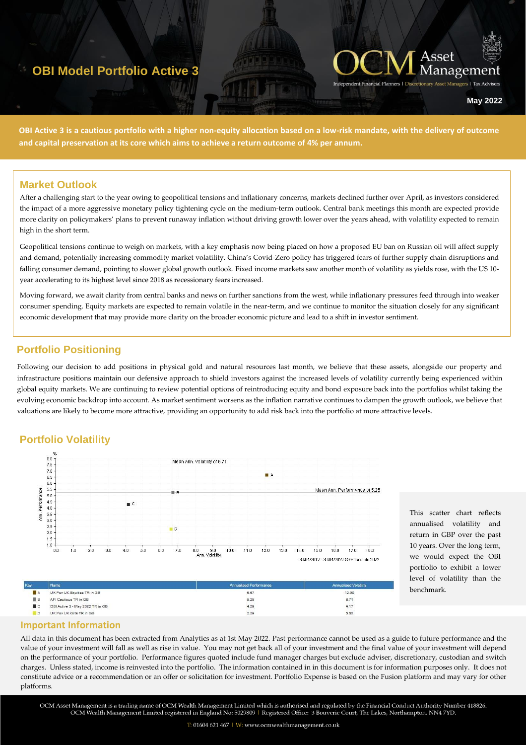# OBI Model Portfolio Active 3

OCM Asset Management

Independent Financial Planners | Discretionary Asset Managers | Tax Advisers

May 2022

**OBI Active 3 is a cautious portfolio with a higher non-equity allocation based on a low-risk mandate, with the delivery of outcome and capital preservation at its core which aims to achieve a return outcome of 4% per annum.**

## Market Outlook

After a challenging start to the year owing to geopolitical tensions and inflationary concerns, markets declined further over April, as investors considered the impact of a more aggressive monetary policy tightening cycle on the medium-term outlook. Central bank meetings this month are expected provide more clarity on policymakers' plans to prevent runaway inflation without driving growth lower over the years ahead, with volatility expected to remain high in the short term.

Geopolitical tensions continue to weigh on markets, with a key emphasis now being placed on how a proposed EU ban on Russian oil will affect supply and demand, potentially increasing commodity market volatility. China's Covid-Zero policy has triggered fears of further supply chain disruptions and falling consumer demand, pointing to slower global growth outlook. Fixed income markets saw another month of volatility as yields rose, with the US 10-year accelerating to its highest level since 2018 as recessionary fears increased.

Moving forward, we await clarity from central banks and news on further sanctions from the west, while inflationary pressures feed through into weaker consumer spending. Equity markets are expected to remain volatile in the near-term, and we continue to monitor the situation closely for any significant economic development that may provide more clarity on the broader economic picture and lead to a shift in investor sentiment.

## Portfolio Positioning

Following our decision to add positions in physical gold and natural resources last month, we believe that these assets, alongside our property and infrastructure positions maintain our defensive approach to shield investors against the increased levels of volatility currently being experienced within global equity markets. We are continuing to review potential options of reintroducing equity and bond exposure back into the portfolios whilst taking the evolving economic backdrop into account. As market sentiment worsens as the inflation narrative continues to dampen the growth outlook, we believe that valuations are likely to become more attractive, providing an opportunity to add risk back into the portfolio at more attractive levels.

## Portfolio Volatility

%

Ann. Performance

Ann. Volatility

Mean Ann. Volatility of 6.71

Mean Ann. Performance of 5.25

A

B

C

D

30/04/2012 - 30/04/2022 ©FE fundinfo 2022

| Key | Name | Annualised Performance | Annualised Volatility |
|---|---|---|---|
| A | UK Pav UK Equities TR in GB | 6.67 | 12.09 |
| B | AFI Cautious TR in GB | 5.25 | 6.71 |
| C | OBI Active 3 - May 2022 TR in GB | 4.29 | 4.17 |
| D | UK Pav UK Gilts TR in GB | 2.29 | 6.60 |

This scatter chart reflects annualised volatility and return in GBP over the past 10 years. Over the long term, we would expect the OBI portfolio to exhibit a lower level of volatility than the benchmark.

## Important Information

All data in this document has been extracted from Analytics as at 1st May 2022. Past performance cannot be used as a guide to future performance and the value of your investment will fall as well as rise in value. You may not get back all of your investment and the final value of your investment will depend on the performance of your portfolio. Performance figures quoted include fund manager charges but exclude adviser, discretionary, custodian and switch charges. Unless stated, income is reinvested into the portfolio. The information contained in in this document is for information purposes only. It does not constitute advice or a recommendation or an offer or solicitation for investment. Portfolio Expense is based on the Fusion platform and may vary for other platforms.

OCM Asset Management is a trading name of OCM Wealth Management Limited which is authorised and regulated by the Financial Conduct Authority Number 418826. OCM Wealth Management Limited registered in England No: 5029809 | Registered Office: 3 Bouverie Court, The Lakes, Northampton, NN4 7YD.

T: 01604 621 467 | W: www.ocmwealthmanagement.co.uk